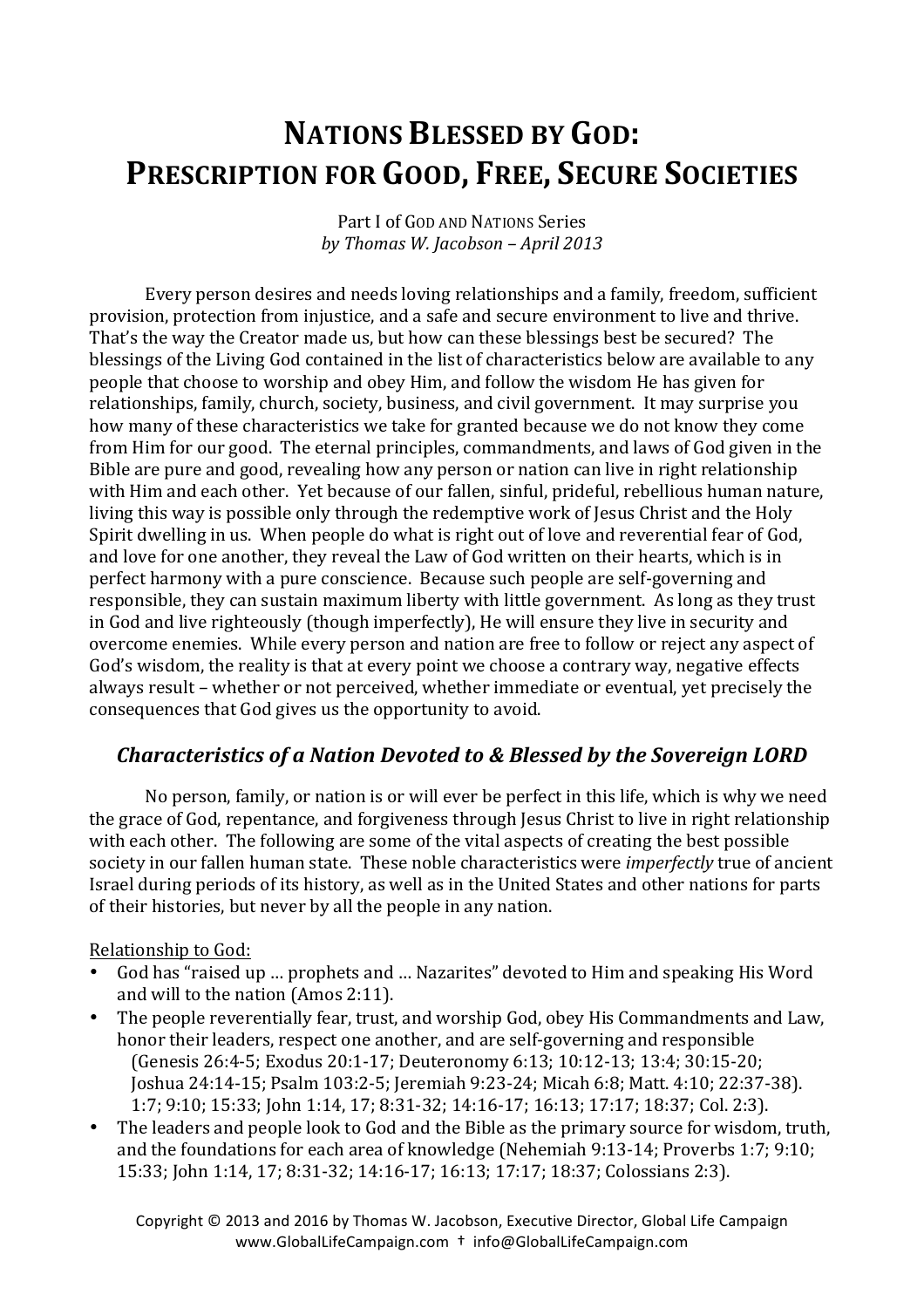# Nations Blessed by God: Prescription for Good, Free, Secure Societies

Part I of God and Nations Series
*by Thomas W. Jacobson – April 2013*

Every person desires and needs loving relationships and a family, freedom, sufficient provision, protection from injustice, and a safe and secure environment to live and thrive. That's the way the Creator made us, but how can these blessings best be secured? The blessings of the Living God contained in the list of characteristics below are available to any people that choose to worship and obey Him, and follow the wisdom He has given for relationships, family, church, society, business, and civil government. It may surprise you how many of these characteristics we take for granted because we do not know they come from Him for our good. The eternal principles, commandments, and laws of God given in the Bible are pure and good, revealing how any person or nation can live in right relationship with Him and each other. Yet because of our fallen, sinful, prideful, rebellious human nature, living this way is possible only through the redemptive work of Jesus Christ and the Holy Spirit dwelling in us. When people do what is right out of love and reverential fear of God, and love for one another, they reveal the Law of God written on their hearts, which is in perfect harmony with a pure conscience. Because such people are self-governing and responsible, they can sustain maximum liberty with little government. As long as they trust in God and live righteously (though imperfectly), He will ensure they live in security and overcome enemies. While every person and nation are free to follow or reject any aspect of God's wisdom, the reality is that at every point we choose a contrary way, negative effects always result – whether or not perceived, whether immediate or eventual, yet precisely the consequences that God gives us the opportunity to avoid.

## *Characteristics of a Nation Devoted to & Blessed by the Sovereign LORD*

No person, family, or nation is or will ever be perfect in this life, which is why we need the grace of God, repentance, and forgiveness through Jesus Christ to live in right relationship with each other. The following are some of the vital aspects of creating the best possible society in our fallen human state. These noble characteristics were *imperfectly* true of ancient Israel during periods of its history, as well as in the United States and other nations for parts of their histories, but never by all the people in any nation.

Relationship to God:

- God has "raised up … prophets and … Nazarites" devoted to Him and speaking His Word and will to the nation (Amos 2:11).
- The people reverentially fear, trust, and worship God, obey His Commandments and Law, honor their leaders, respect one another, and are self-governing and responsible (Genesis 26:4-5; Exodus 20:1-17; Deuteronomy 6:13; 10:12-13; 13:4; 30:15-20; Joshua 24:14-15; Psalm 103:2-5; Jeremiah 9:23-24; Micah 6:8; Matt. 4:10; 22:37-38). 1:7; 9:10; 15:33; John 1:14, 17; 8:31-32; 14:16-17; 16:13; 17:17; 18:37; Col. 2:3).
- The leaders and people look to God and the Bible as the primary source for wisdom, truth, and the foundations for each area of knowledge (Nehemiah 9:13-14; Proverbs 1:7; 9:10; 15:33; John 1:14, 17; 8:31-32; 14:16-17; 16:13; 17:17; 18:37; Colossians 2:3).

Copyright © 2013 and 2016 by Thomas W. Jacobson, Executive Director, Global Life Campaign
www.GlobalLifeCampaign.com † info@GlobalLifeCampaign.com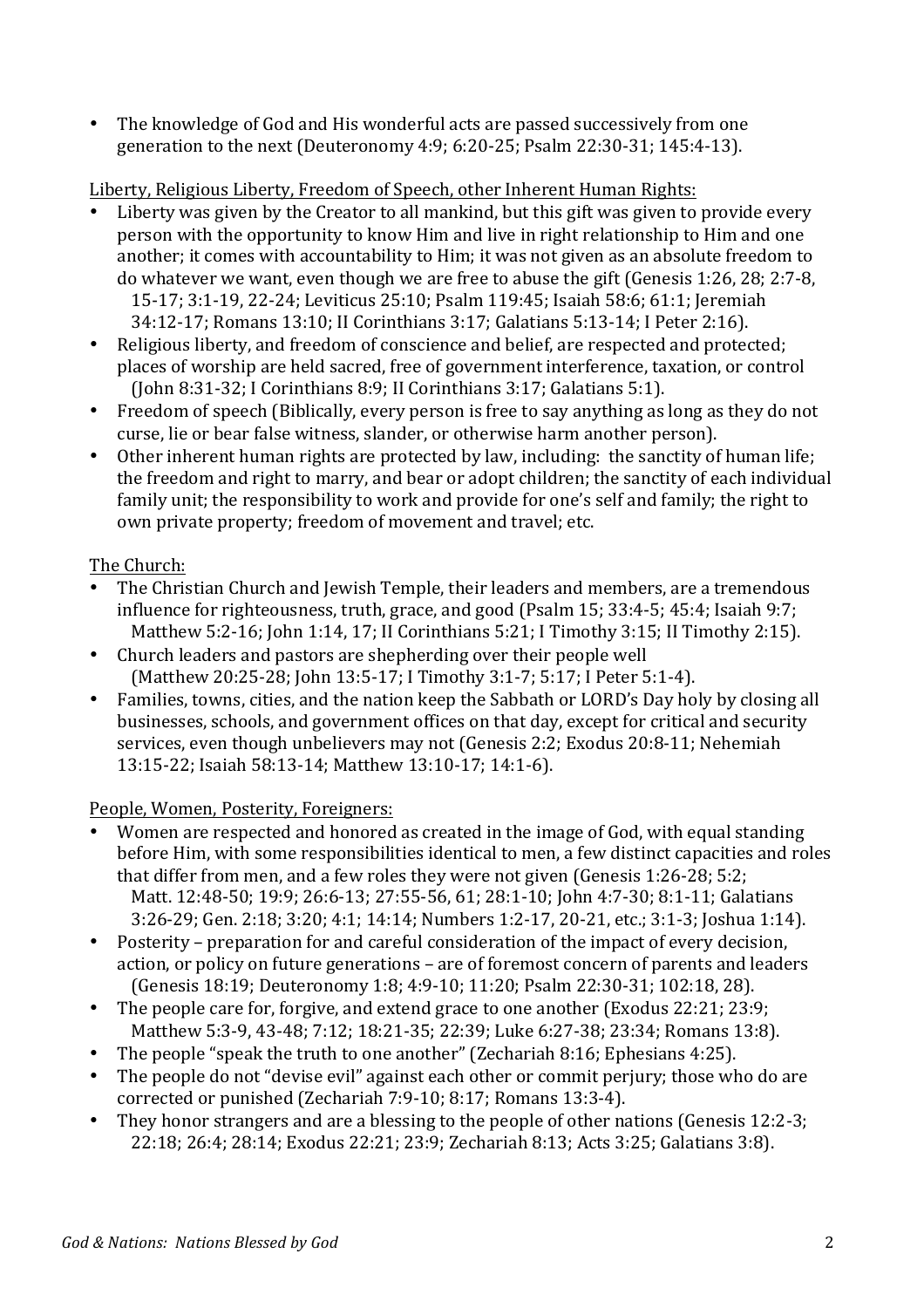- The knowledge of God and His wonderful acts are passed successively from one generation to the next (Deuteronomy 4:9; 6:20-25; Psalm 22:30-31; 145:4-13).

Liberty, Religious Liberty, Freedom of Speech, other Inherent Human Rights:

- Liberty was given by the Creator to all mankind, but this gift was given to provide every person with the opportunity to know Him and live in right relationship to Him and one another; it comes with accountability to Him; it was not given as an absolute freedom to do whatever we want, even though we are free to abuse the gift (Genesis 1:26, 28; 2:7-8, 15-17; 3:1-19, 22-24; Leviticus 25:10; Psalm 119:45; Isaiah 58:6; 61:1; Jeremiah 34:12-17; Romans 13:10; II Corinthians 3:17; Galatians 5:13-14; I Peter 2:16).
- Religious liberty, and freedom of conscience and belief, are respected and protected; places of worship are held sacred, free of government interference, taxation, or control (John 8:31-32; I Corinthians 8:9; II Corinthians 3:17; Galatians 5:1).
- Freedom of speech (Biblically, every person is free to say anything as long as they do not curse, lie or bear false witness, slander, or otherwise harm another person).
- Other inherent human rights are protected by law, including: the sanctity of human life; the freedom and right to marry, and bear or adopt children; the sanctity of each individual family unit; the responsibility to work and provide for one's self and family; the right to own private property; freedom of movement and travel; etc.

The Church:

- The Christian Church and Jewish Temple, their leaders and members, are a tremendous influence for righteousness, truth, grace, and good (Psalm 15; 33:4-5; 45:4; Isaiah 9:7; Matthew 5:2-16; John 1:14, 17; II Corinthians 5:21; I Timothy 3:15; II Timothy 2:15).
- Church leaders and pastors are shepherding over their people well (Matthew 20:25-28; John 13:5-17; I Timothy 3:1-7; 5:17; I Peter 5:1-4).
- Families, towns, cities, and the nation keep the Sabbath or LORD's Day holy by closing all businesses, schools, and government offices on that day, except for critical and security services, even though unbelievers may not (Genesis 2:2; Exodus 20:8-11; Nehemiah 13:15-22; Isaiah 58:13-14; Matthew 13:10-17; 14:1-6).

People, Women, Posterity, Foreigners:

- Women are respected and honored as created in the image of God, with equal standing before Him, with some responsibilities identical to men, a few distinct capacities and roles that differ from men, and a few roles they were not given (Genesis 1:26-28; 5:2; Matt. 12:48-50; 19:9; 26:6-13; 27:55-56, 61; 28:1-10; John 4:7-30; 8:1-11; Galatians 3:26-29; Gen. 2:18; 3:20; 4:1; 14:14; Numbers 1:2-17, 20-21, etc.; 3:1-3; Joshua 1:14).
- Posterity – preparation for and careful consideration of the impact of every decision, action, or policy on future generations – are of foremost concern of parents and leaders (Genesis 18:19; Deuteronomy 1:8; 4:9-10; 11:20; Psalm 22:30-31; 102:18, 28).
- The people care for, forgive, and extend grace to one another (Exodus 22:21; 23:9; Matthew 5:3-9, 43-48; 7:12; 18:21-35; 22:39; Luke 6:27-38; 23:34; Romans 13:8).
- The people "speak the truth to one another" (Zechariah 8:16; Ephesians 4:25).
- The people do not "devise evil" against each other or commit perjury; those who do are corrected or punished (Zechariah 7:9-10; 8:17; Romans 13:3-4).
- They honor strangers and are a blessing to the people of other nations (Genesis 12:2-3; 22:18; 26:4; 28:14; Exodus 22:21; 23:9; Zechariah 8:13; Acts 3:25; Galatians 3:8).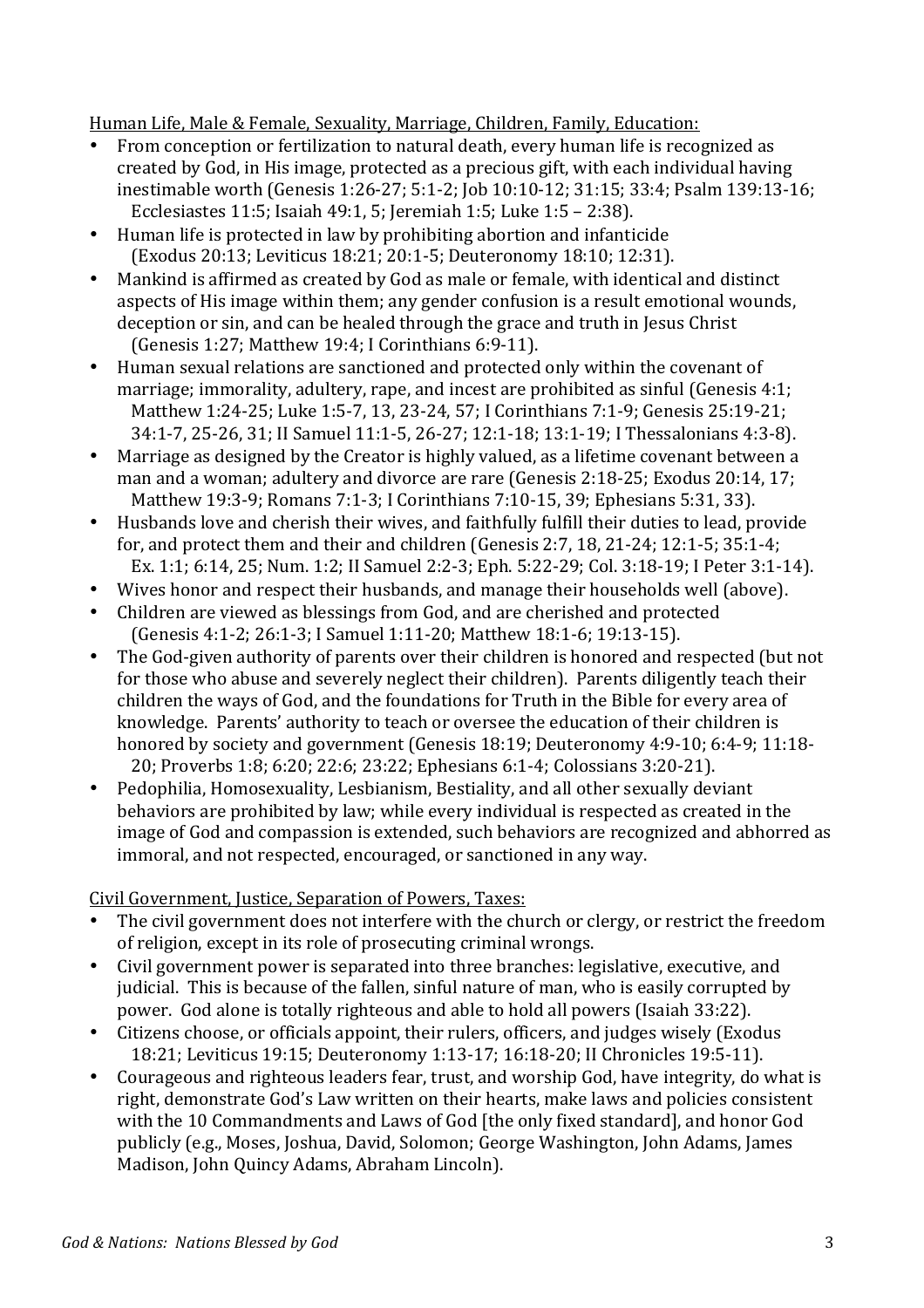Human Life, Male & Female, Sexuality, Marriage, Children, Family, Education:

- From conception or fertilization to natural death, every human life is recognized as created by God, in His image, protected as a precious gift, with each individual having inestimable worth (Genesis 1:26-27; 5:1-2; Job 10:10-12; 31:15; 33:4; Psalm 139:13-16; Ecclesiastes 11:5; Isaiah 49:1, 5; Jeremiah 1:5; Luke 1:5 – 2:38).
- Human life is protected in law by prohibiting abortion and infanticide (Exodus 20:13; Leviticus 18:21; 20:1-5; Deuteronomy 18:10; 12:31).
- Mankind is affirmed as created by God as male or female, with identical and distinct aspects of His image within them; any gender confusion is a result emotional wounds, deception or sin, and can be healed through the grace and truth in Jesus Christ (Genesis 1:27; Matthew 19:4; I Corinthians 6:9-11).
- Human sexual relations are sanctioned and protected only within the covenant of marriage; immorality, adultery, rape, and incest are prohibited as sinful (Genesis 4:1; Matthew 1:24-25; Luke 1:5-7, 13, 23-24, 57; I Corinthians 7:1-9; Genesis 25:19-21; 34:1-7, 25-26, 31; II Samuel 11:1-5, 26-27; 12:1-18; 13:1-19; I Thessalonians 4:3-8).
- Marriage as designed by the Creator is highly valued, as a lifetime covenant between a man and a woman; adultery and divorce are rare (Genesis 2:18-25; Exodus 20:14, 17; Matthew 19:3-9; Romans 7:1-3; I Corinthians 7:10-15, 39; Ephesians 5:31, 33).
- Husbands love and cherish their wives, and faithfully fulfill their duties to lead, provide for, and protect them and their children (Genesis 2:7, 18, 21-24; 12:1-5; 35:1-4; Ex. 1:1; 6:14, 25; Num. 1:2; II Samuel 2:2-3; Eph. 5:22-29; Col. 3:18-19; I Peter 3:1-14).
- Wives honor and respect their husbands, and manage their households well (above).
- Children are viewed as blessings from God, and are cherished and protected (Genesis 4:1-2; 26:1-3; I Samuel 1:11-20; Matthew 18:1-6; 19:13-15).
- The God-given authority of parents over their children is honored and respected (but not for those who abuse and severely neglect their children). Parents diligently teach their children the ways of God, and the foundations for Truth in the Bible for every area of knowledge. Parents' authority to teach or oversee the education of their children is honored by society and government (Genesis 18:19; Deuteronomy 4:9-10; 6:4-9; 11:18-20; Proverbs 1:8; 6:20; 22:6; 23:22; Ephesians 6:1-4; Colossians 3:20-21).
- Pedophilia, Homosexuality, Lesbianism, Bestiality, and all other sexually deviant behaviors are prohibited by law; while every individual is respected as created in the image of God and compassion is extended, such behaviors are recognized and abhorred as immoral, and not respected, encouraged, or sanctioned in any way.

Civil Government, Justice, Separation of Powers, Taxes:

- The civil government does not interfere with the church or clergy, or restrict the freedom of religion, except in its role of prosecuting criminal wrongs.
- Civil government power is separated into three branches: legislative, executive, and judicial. This is because of the fallen, sinful nature of man, who is easily corrupted by power. God alone is totally righteous and able to hold all powers (Isaiah 33:22).
- Citizens choose, or officials appoint, their rulers, officers, and judges wisely (Exodus 18:21; Leviticus 19:15; Deuteronomy 1:13-17; 16:18-20; II Chronicles 19:5-11).
- Courageous and righteous leaders fear, trust, and worship God, have integrity, do what is right, demonstrate God's Law written on their hearts, make laws and policies consistent with the 10 Commandments and Laws of God [the only fixed standard], and honor God publicly (e.g., Moses, Joshua, David, Solomon; George Washington, John Adams, James Madison, John Quincy Adams, Abraham Lincoln).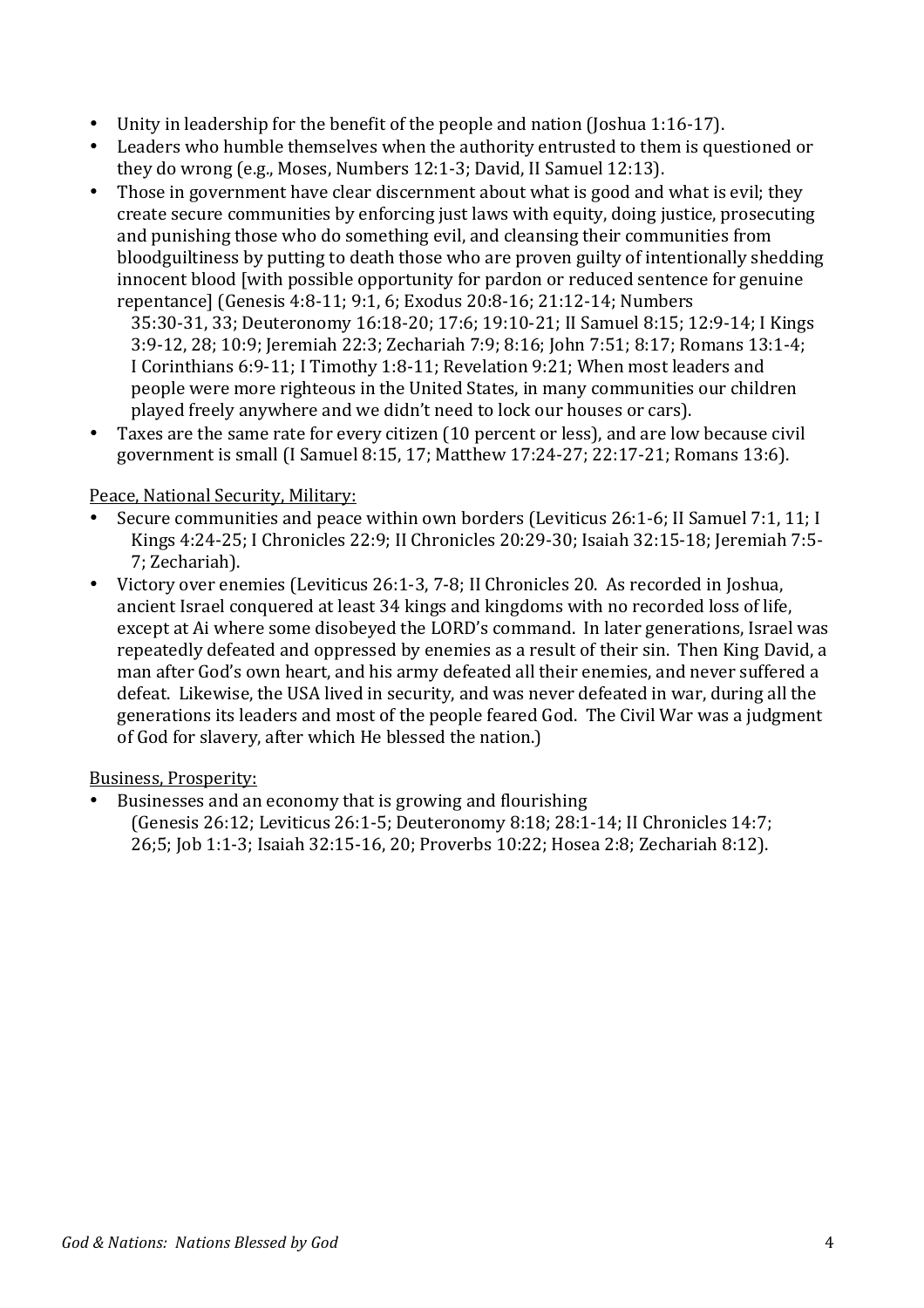- Unity in leadership for the benefit of the people and nation (Joshua 1:16-17).
- Leaders who humble themselves when the authority entrusted to them is questioned or they do wrong (e.g., Moses, Numbers 12:1-3; David, II Samuel 12:13).
- Those in government have clear discernment about what is good and what is evil; they create secure communities by enforcing just laws with equity, doing justice, prosecuting and punishing those who do something evil, and cleansing their communities from bloodguiltiness by putting to death those who are proven guilty of intentionally shedding innocent blood [with possible opportunity for pardon or reduced sentence for genuine repentance] (Genesis 4:8-11; 9:1, 6; Exodus 20:8-16; 21:12-14; Numbers 35:30-31, 33; Deuteronomy 16:18-20; 17:6; 19:10-21; II Samuel 8:15; 12:9-14; I Kings 3:9-12, 28; 10:9; Jeremiah 22:3; Zechariah 7:9; 8:16; John 7:51; 8:17; Romans 13:1-4; I Corinthians 6:9-11; I Timothy 1:8-11; Revelation 9:21; When most leaders and people were more righteous in the United States, in many communities our children played freely anywhere and we didn't need to lock our houses or cars).
- Taxes are the same rate for every citizen (10 percent or less), and are low because civil government is small (I Samuel 8:15, 17; Matthew 17:24-27; 22:17-21; Romans 13:6).

<u>Peace, National Security, Military:</u>

- Secure communities and peace within own borders (Leviticus 26:1-6; II Samuel 7:1, 11; I Kings 4:24-25; I Chronicles 22:9; II Chronicles 20:29-30; Isaiah 32:15-18; Jeremiah 7:5-7; Zechariah).
- Victory over enemies (Leviticus 26:1-3, 7-8; II Chronicles 20. As recorded in Joshua, ancient Israel conquered at least 34 kings and kingdoms with no recorded loss of life, except at Ai where some disobeyed the LORD's command. In later generations, Israel was repeatedly defeated and oppressed by enemies as a result of their sin. Then King David, a man after God's own heart, and his army defeated all their enemies, and never suffered a defeat. Likewise, the USA lived in security, and was never defeated in war, during all the generations its leaders and most of the people feared God. The Civil War was a judgment of God for slavery, after which He blessed the nation.)

<u>Business, Prosperity:</u>

- Businesses and an economy that is growing and flourishing (Genesis 26:12; Leviticus 26:1-5; Deuteronomy 8:18; 28:1-14; II Chronicles 14:7; 26;5; Job 1:1-3; Isaiah 32:15-16, 20; Proverbs 10:22; Hosea 2:8; Zechariah 8:12).